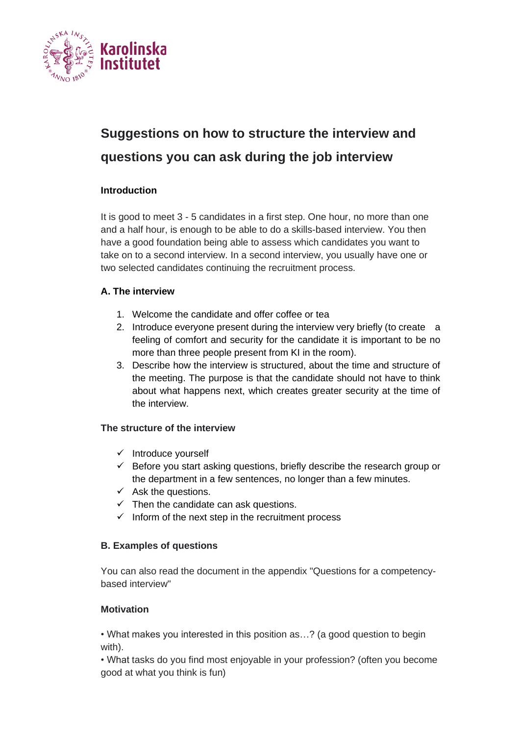# Suggestions on how to structure the interview and questions you can ask during the job interview

### Introduction

It is good to meet 3 - 5 candidates in a first step. One hour, no more than one and a half hour, is enough to be able to do a skills-based interview. You then have a good foundation being able to assess which candidates you want to take on to a second interview. In a second interview, you usually have one or two selected candidates continuing the recruitment process.

### A. The interview

1. Welcome the candidate and offer coffee or tea
2. Introduce everyone present during the interview very briefly (to create a feeling of comfort and security for the candidate it is important to be no more than three people present from KI in the room).
3. Describe how the interview is structured, about the time and structure of the meeting. The purpose is that the candidate should not have to think about what happens next, which creates greater security at the time of the interview.

### The structure of the interview

- ✓ Introduce yourself
- ✓ Before you start asking questions, briefly describe the research group or the department in a few sentences, no longer than a few minutes.
- ✓ Ask the questions.
- ✓ Then the candidate can ask questions.
- ✓ Inform of the next step in the recruitment process

### B. Examples of questions

You can also read the document in the appendix "Questions for a competency-based interview"

### Motivation

• What makes you interested in this position as…? (a good question to begin with).

• What tasks do you find most enjoyable in your profession? (often you become good at what you think is fun)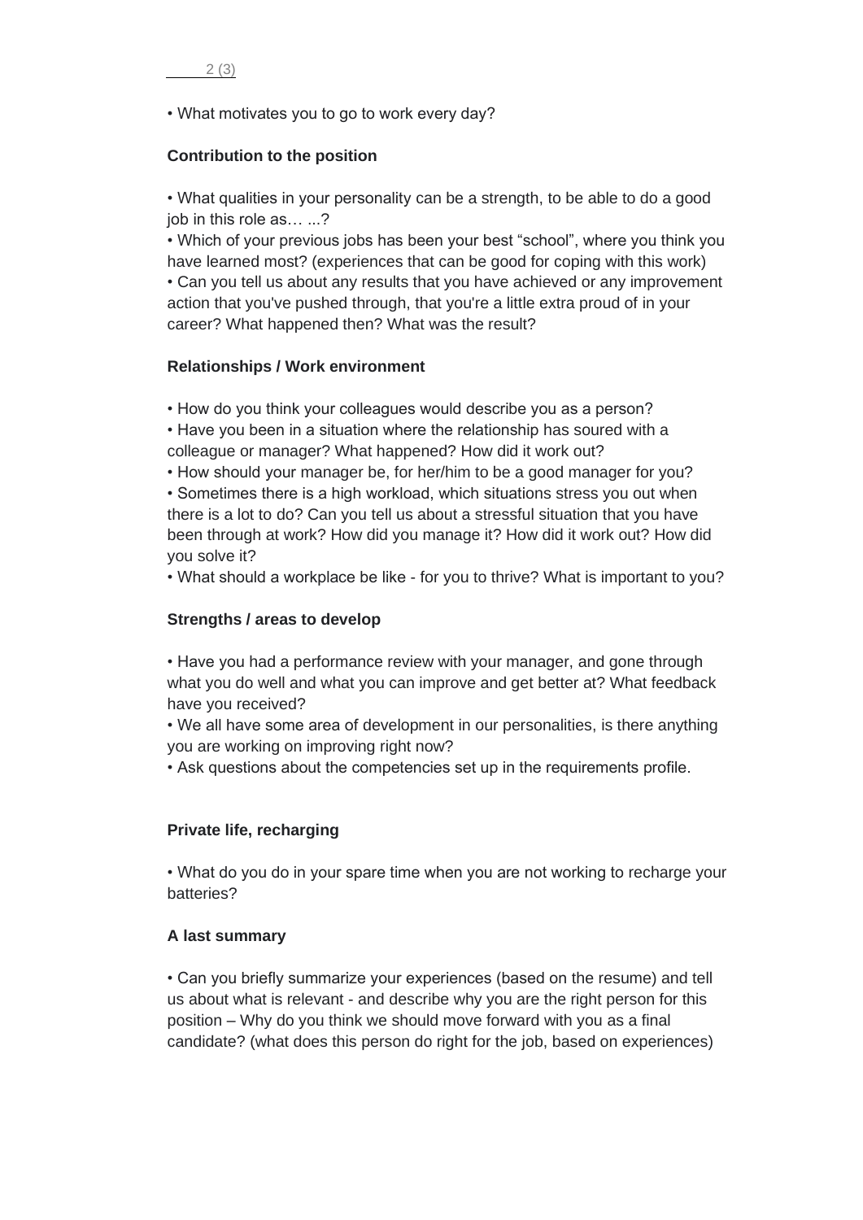- What motivates you to go to work every day?

**Contribution to the position**

- What qualities in your personality can be a strength, to be able to do a good job in this role as… ...?
- Which of your previous jobs has been your best "school", where you think you have learned most? (experiences that can be good for coping with this work)
- Can you tell us about any results that you have achieved or any improvement action that you've pushed through, that you're a little extra proud of in your career? What happened then? What was the result?

**Relationships / Work environment**

- How do you think your colleagues would describe you as a person?
- Have you been in a situation where the relationship has soured with a colleague or manager? What happened? How did it work out?
- How should your manager be, for her/him to be a good manager for you?
- Sometimes there is a high workload, which situations stress you out when there is a lot to do? Can you tell us about a stressful situation that you have been through at work? How did you manage it? How did it work out? How did you solve it?
- What should a workplace be like - for you to thrive? What is important to you?

**Strengths / areas to develop**

- Have you had a performance review with your manager, and gone through what you do well and what you can improve and get better at? What feedback have you received?
- We all have some area of development in our personalities, is there anything you are working on improving right now?
- Ask questions about the competencies set up in the requirements profile.

**Private life, recharging**

- What do you do in your spare time when you are not working to recharge your batteries?

**A last summary**

- Can you briefly summarize your experiences (based on the resume) and tell us about what is relevant - and describe why you are the right person for this position – Why do you think we should move forward with you as a final candidate? (what does this person do right for the job, based on experiences)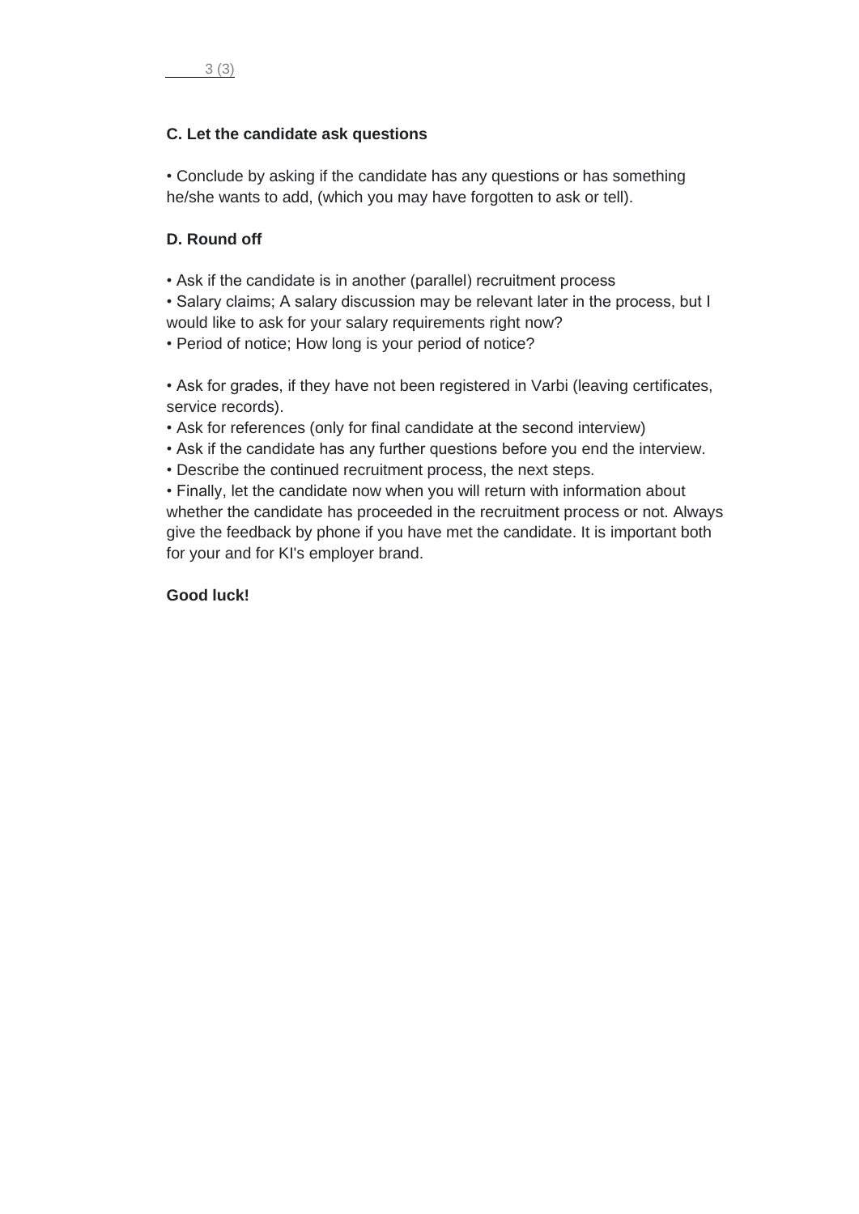**C. Let the candidate ask questions**

• Conclude by asking if the candidate has any questions or has something he/she wants to add, (which you may have forgotten to ask or tell).

**D. Round off**

• Ask if the candidate is in another (parallel) recruitment process
• Salary claims; A salary discussion may be relevant later in the process, but I would like to ask for your salary requirements right now?
• Period of notice; How long is your period of notice?

• Ask for grades, if they have not been registered in Varbi (leaving certificates, service records).
• Ask for references (only for final candidate at the second interview)
• Ask if the candidate has any further questions before you end the interview.
• Describe the continued recruitment process, the next steps.
• Finally, let the candidate now when you will return with information about whether the candidate has proceeded in the recruitment process or not. Always give the feedback by phone if you have met the candidate. It is important both for your and for KI's employer brand.

**Good luck!**